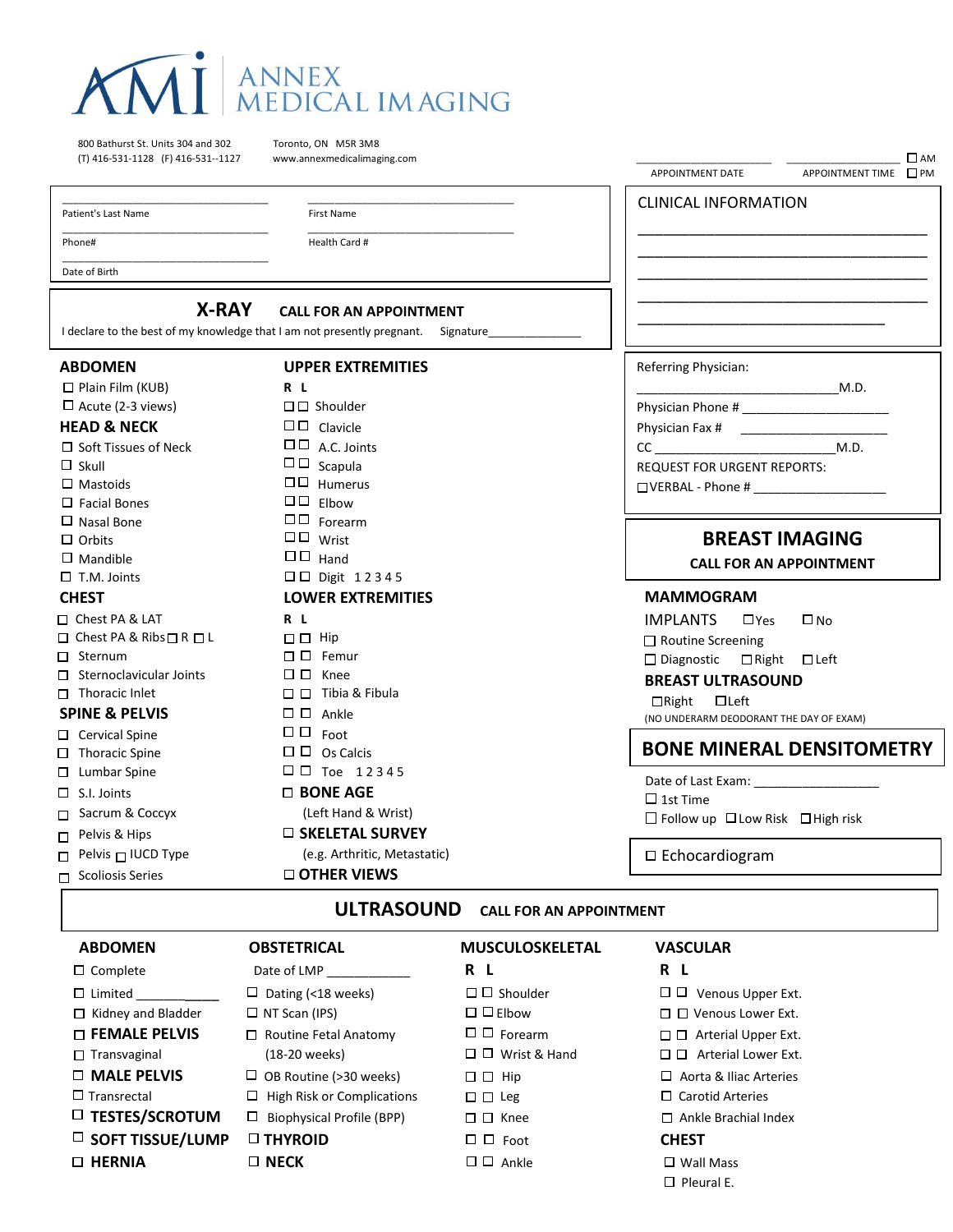# AMI ANNEX MEDICAL IMAGING

800 Bathurst St. Units 304 and 302
(T) 416-531-1128 (F) 416-531--1127

Toronto, ON M5R 3M8
www.annexmedicalimaging.com

APPOINTMENT DATE ______________ APPOINTMENT TIME ______________ ☐ AM ☐ PM

Patient's Last Name ______________________
First Name ______________________
Phone# ______________________
Health Card # ______________________
Date of Birth ______________________

## CLINICAL INFORMATION

______________________________________________
______________________________________________
______________________________________________
______________________________________________
______________________________________________

## X-RAY — CALL FOR AN APPOINTMENT

I declare to the best of my knowledge that I am not presently pregnant. Signature______________

### ABDOMEN
- ☐ Plain Film (KUB)
- ☐ Acute (2-3 views)

### HEAD & NECK
- ☐ Soft Tissues of Neck
- ☐ Skull
- ☐ Mastoids
- ☐ Facial Bones
- ☐ Nasal Bone
- ☐ Orbits
- ☐ Mandible
- ☐ T.M. Joints

### CHEST
- ☐ Chest PA & LAT
- ☐ Chest PA & Ribs ☐ R ☐ L
- ☐ Sternum
- ☐ Sternoclavicular Joints
- ☐ Thoracic Inlet

### SPINE & PELVIS
- ☐ Cervical Spine
- ☐ Thoracic Spine
- ☐ Lumbar Spine
- ☐ S.I. Joints
- ☐ Sacrum & Coccyx
- ☐ Pelvis & Hips
- ☐ Pelvis ☐ IUCD Type
- ☐ Scoliosis Series

### UPPER EXTREMITIES
R L
- ☐ ☐ Shoulder
- ☐ ☐ Clavicle
- ☐ ☐ A.C. Joints
- ☐ ☐ Scapula
- ☐ ☐ Humerus
- ☐ ☐ Elbow
- ☐ ☐ Forearm
- ☐ ☐ Wrist
- ☐ ☐ Hand
- ☐ ☐ Digit 1 2 3 4 5

### LOWER EXTREMITIES
R L
- ☐ ☐ Hip
- ☐ ☐ Femur
- ☐ ☐ Knee
- ☐ ☐ Tibia & Fibula
- ☐ ☐ Ankle
- ☐ ☐ Foot
- ☐ ☐ Os Calcis
- ☐ ☐ Toe 1 2 3 4 5

☐ **BONE AGE**
(Left Hand & Wrist)

☐ **SKELETAL SURVEY**
(e.g. Arthritic, Metastatic)

☐ **OTHER VIEWS**

Referring Physician:
______________________________M.D.
Physician Phone # ______________________
Physician Fax # ______________________
CC ___________________________M.D.
REQUEST FOR URGENT REPORTS:
☐ VERBAL - Phone # ___________________

## BREAST IMAGING — CALL FOR AN APPOINTMENT

### MAMMOGRAM
IMPLANTS ☐ Yes ☐ No
- ☐ Routine Screening
- ☐ Diagnostic ☐ Right ☐ Left

### BREAST ULTRASOUND
☐ Right ☐ Left
(NO UNDERARM DEODORANT THE DAY OF EXAM)

## BONE MINERAL DENSITOMETRY

Date of Last Exam: __________________
- ☐ 1st Time
- ☐ Follow up ☐ Low Risk ☐ High risk

☐ Echocardiogram

## ULTRASOUND — CALL FOR AN APPOINTMENT

### ABDOMEN
- ☐ Complete
- ☐ Limited ____________
- ☐ Kidney and Bladder

☐ **FEMALE PELVIS**
- ☐ Transvaginal

☐ **MALE PELVIS**
- ☐ Transrectal

☐ **TESTES/SCROTUM**

☐ **SOFT TISSUE/LUMP**

☐ **HERNIA**

### OBSTETRICAL
Date of LMP ____________
- ☐ Dating (<18 weeks)
- ☐ NT Scan (IPS)
- ☐ Routine Fetal Anatomy (18-20 weeks)
- ☐ OB Routine (>30 weeks)
- ☐ High Risk or Complications
- ☐ Biophysical Profile (BPP)

☐ **THYROID**

☐ **NECK**

### MUSCULOSKELETAL
R L
- ☐ ☐ Shoulder
- ☐ ☐ Elbow
- ☐ ☐ Forearm
- ☐ ☐ Wrist & Hand
- ☐ ☐ Hip
- ☐ ☐ Leg
- ☐ ☐ Knee
- ☐ ☐ Foot
- ☐ ☐ Ankle

### VASCULAR
R L
- ☐ ☐ Venous Upper Ext.
- ☐ ☐ Venous Lower Ext.
- ☐ ☐ Arterial Upper Ext.
- ☐ ☐ Arterial Lower Ext.
- ☐ Aorta & Iliac Arteries
- ☐ Carotid Arteries
- ☐ Ankle Brachial Index

### CHEST
- ☐ Wall Mass
- ☐ Pleural E.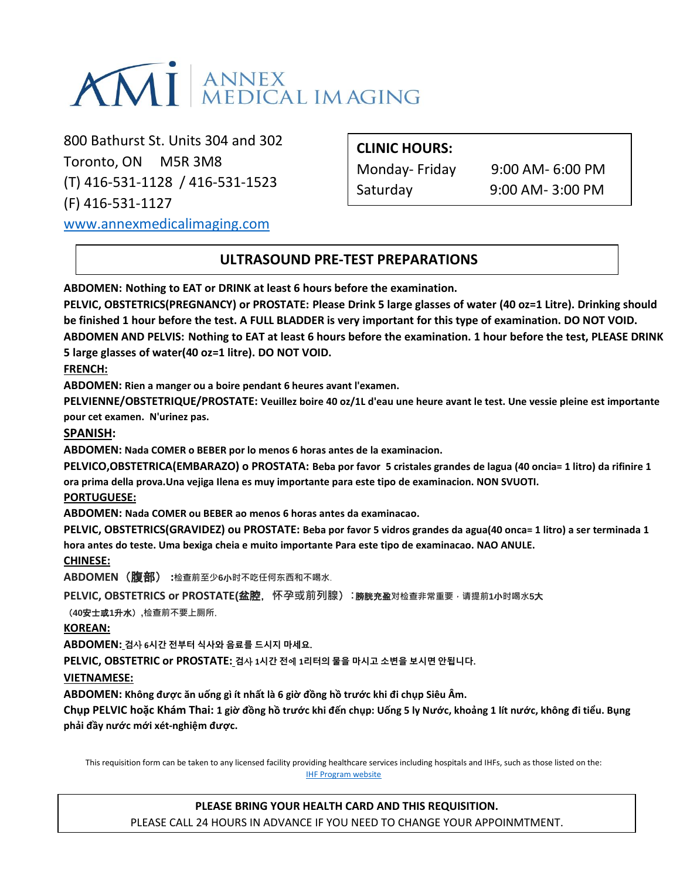# AMI ANNEX MEDICAL IMAGING

800 Bathurst St. Units 304 and 302
Toronto, ON M5R 3M8
(T) 416-531-1128 / 416-531-1523
(F) 416-531-1127
www.annexmedicalimaging.com

**CLINIC HOURS:**

| | |
|---|---|
| Monday- Friday | 9:00 AM- 6:00 PM |
| Saturday | 9:00 AM- 3:00 PM |

## ULTRASOUND PRE-TEST PREPARATIONS

**ABDOMEN: Nothing to EAT or DRINK at least 6 hours before the examination.**

**PELVIC, OBSTETRICS(PREGNANCY) or PROSTATE: Please Drink 5 large glasses of water (40 oz=1 Litre). Drinking should be finished 1 hour before the test. A FULL BLADDER is very important for this type of examination. DO NOT VOID.**

**ABDOMEN AND PELVIS: Nothing to EAT at least 6 hours before the examination. 1 hour before the test, PLEASE DRINK 5 large glasses of water(40 oz=1 litre). DO NOT VOID.**

**FRENCH:**

**ABDOMEN: Rien a manger ou a boire pendant 6 heures avant l'examen.**

**PELVIENNE/OBSTETRIQUE/PROSTATE: Veuillez boire 40 oz/1L d'eau une heure avant le test. Une vessie pleine est importante pour cet examen. N'urinez pas.**

**SPANISH:**

**ABDOMEN: Nada COMER o BEBER por lo menos 6 horas antes de la examinacion.**

**PELVICO,OBSTETRICA(EMBARAZO) o PROSTATA: Beba por favor 5 cristales grandes de lagua (40 oncia= 1 litro) da rifinire 1 ora prima della prova.Una vejiga llena es muy importante para este tipo de examinacion. NON SVUOTI.**

**PORTUGUESE:**

**ABDOMEN: Nada COMER ou BEBER ao menos 6 horas antes da examinacao.**

**PELVIC, OBSTETRICS(GRAVIDEZ) ou PROSTATE: Beba por favor 5 vidros grandes da agua(40 onca= 1 litro) a ser terminada 1 hora antes do teste. Uma bexiga cheia e muito importante Para este tipo de examinacao. NAO ANULE.**

**CHINESE:**

**ABDOMEN（腹部）:** 检查前至少6小时不吃任何东西和不喝水.

**PELVIC, OBSTETRICS or PROSTATE(盆腔，怀孕或前列腺）:** **膀胱充盈**对检查非常重要，请提前1小时喝水5大（40安士或1升水）,检查前不要上厕所.

**KOREAN:**

**ABDOMEN:** 검사 6시간 전부터 식사와 음료를 드시지 마세요.

**PELVIC, OBSTETRIC or PROSTATE:** 검사 1시간 전에 1리터의 물을 마시고 소변을 보시면 안됩니다.

**VIETNAMESE:**

**ABDOMEN: Không được ăn uống gì ít nhất là 6 giờ đồng hồ trước khi đi chụp Siêu Âm.**

**Chụp PELVIC hoặc Khám Thai: 1 giờ đồng hồ trước khi đến chụp: Uống 5 ly Nước, khoảng 1 lít nước, không đi tiểu. Bụng phải đầy nước mới xét-nghiệm được.**

This requisition form can be taken to any licensed facility providing healthcare services including hospitals and IHFs, such as those listed on the: IHF Program website

**PLEASE BRING YOUR HEALTH CARD AND THIS REQUISITION.**
PLEASE CALL 24 HOURS IN ADVANCE IF YOU NEED TO CHANGE YOUR APPOINMTMENT.